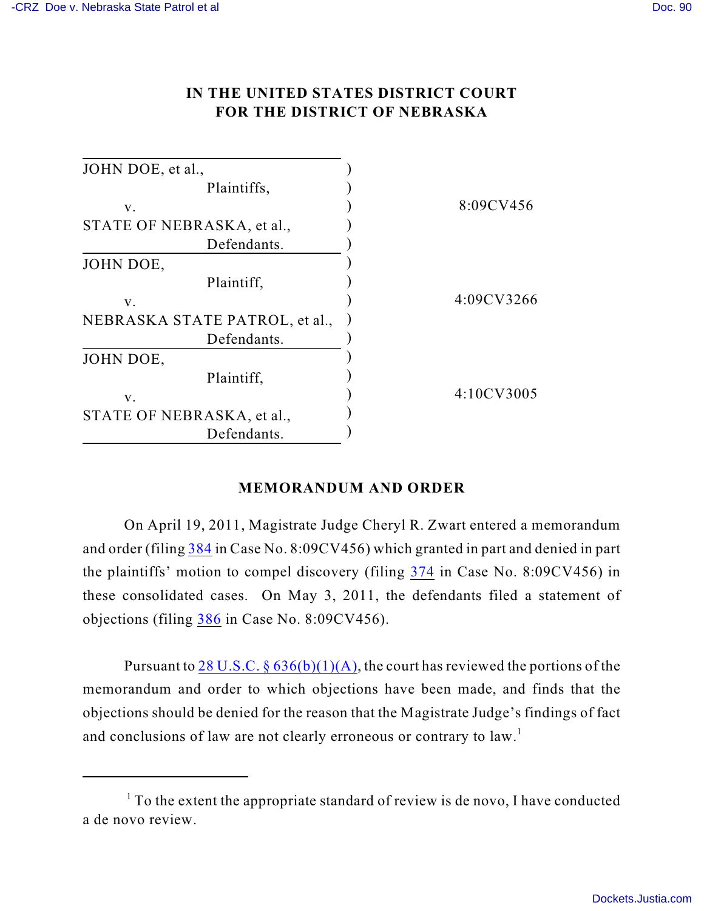# IN THE UNITED STATES DISTRICT COURT
# FOR THE DISTRICT OF NEBRASKA

| | | |
|---|---|---|
| JOHN DOE, et al., Plaintiffs, v. STATE OF NEBRASKA, et al., Defendants. | ) | 8:09CV456 |
| JOHN DOE, Plaintiff, v. NEBRASKA STATE PATROL, et al., Defendants. | ) | 4:09CV3266 |
| JOHN DOE, Plaintiff, v. STATE OF NEBRASKA, et al., Defendants. | ) | 4:10CV3005 |

## MEMORANDUM AND ORDER

On April 19, 2011, Magistrate Judge Cheryl R. Zwart entered a memorandum and order (filing 384 in Case No. 8:09CV456) which granted in part and denied in part the plaintiffs' motion to compel discovery (filing 374 in Case No. 8:09CV456) in these consolidated cases. On May 3, 2011, the defendants filed a statement of objections (filing 386 in Case No. 8:09CV456).

Pursuant to 28 U.S.C. § 636(b)(1)(A), the court has reviewed the portions of the memorandum and order to which objections have been made, and finds that the objections should be denied for the reason that the Magistrate Judge's findings of fact and conclusions of law are not clearly erroneous or contrary to law.[1]

---

[1] To the extent the appropriate standard of review is de novo, I have conducted a de novo review.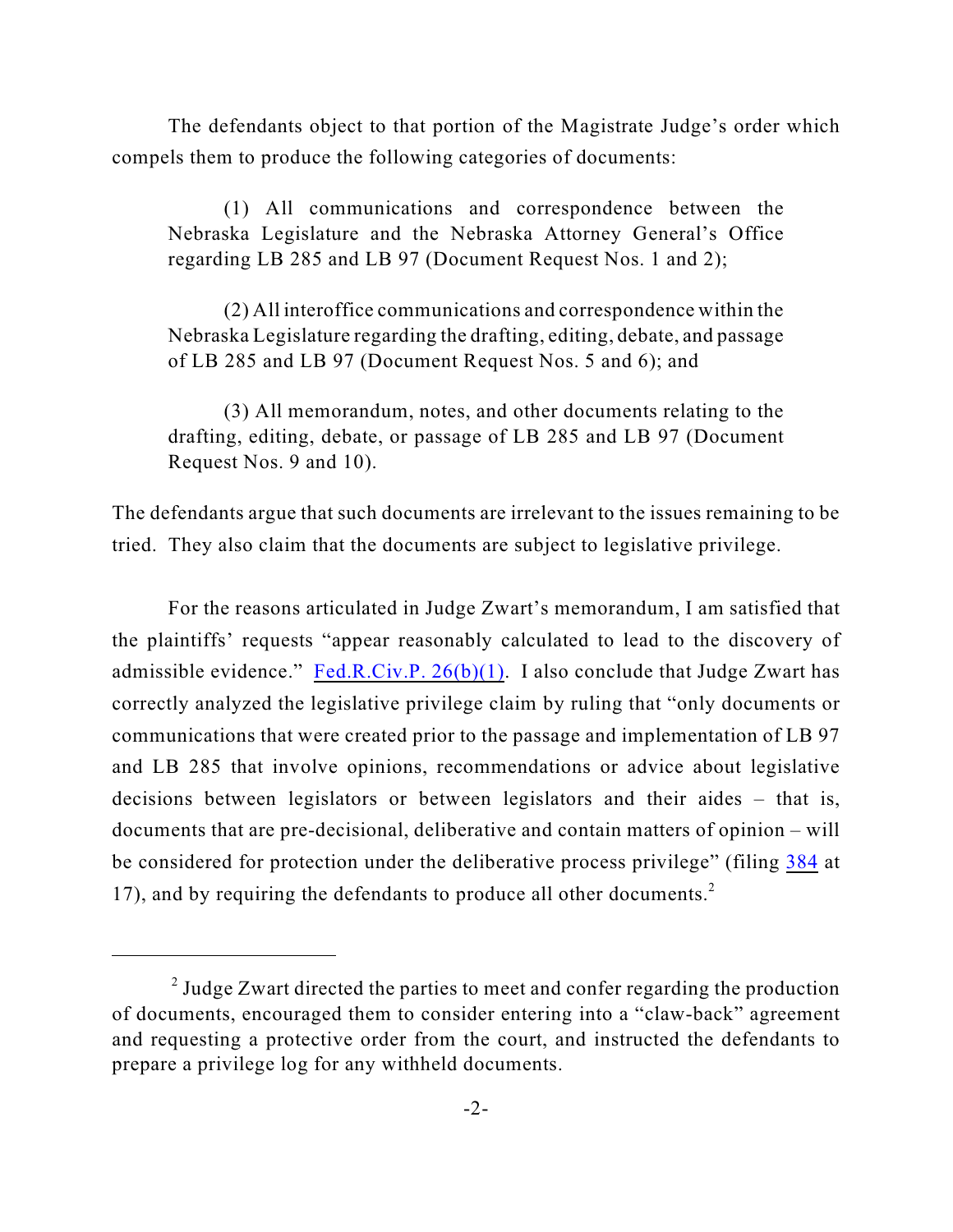The defendants object to that portion of the Magistrate Judge's order which compels them to produce the following categories of documents:

> (1) All communications and correspondence between the Nebraska Legislature and the Nebraska Attorney General's Office regarding LB 285 and LB 97 (Document Request Nos. 1 and 2);
>
> (2) All interoffice communications and correspondence within the Nebraska Legislature regarding the drafting, editing, debate, and passage of LB 285 and LB 97 (Document Request Nos. 5 and 6); and
>
> (3) All memorandum, notes, and other documents relating to the drafting, editing, debate, or passage of LB 285 and LB 97 (Document Request Nos. 9 and 10).

The defendants argue that such documents are irrelevant to the issues remaining to be tried. They also claim that the documents are subject to legislative privilege.

For the reasons articulated in Judge Zwart's memorandum, I am satisfied that the plaintiffs' requests "appear reasonably calculated to lead to the discovery of admissible evidence." Fed.R.Civ.P. 26(b)(1). I also conclude that Judge Zwart has correctly analyzed the legislative privilege claim by ruling that "only documents or communications that were created prior to the passage and implementation of LB 97 and LB 285 that involve opinions, recommendations or advice about legislative decisions between legislators or between legislators and their aides – that is, documents that are pre-decisional, deliberative and contain matters of opinion – will be considered for protection under the deliberative process privilege" (filing 384 at 17), and by requiring the defendants to produce all other documents.[2]

---

[2] Judge Zwart directed the parties to meet and confer regarding the production of documents, encouraged them to consider entering into a "claw-back" agreement and requesting a protective order from the court, and instructed the defendants to prepare a privilege log for any withheld documents.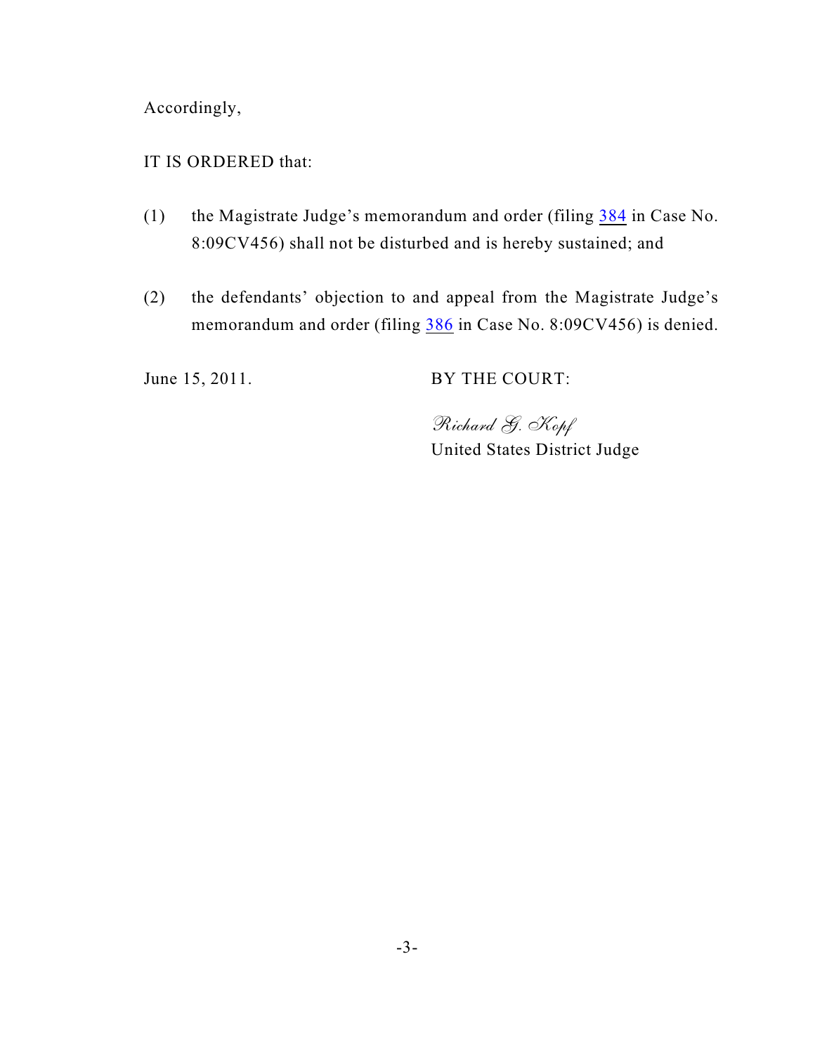Accordingly,

IT IS ORDERED that:

(1) the Magistrate Judge's memorandum and order (filing 384 in Case No. 8:09CV456) shall not be disturbed and is hereby sustained; and

(2) the defendants' objection to and appeal from the Magistrate Judge's memorandum and order (filing 386 in Case No. 8:09CV456) is denied.

June 15, 2011.

BY THE COURT:

*Richard G. Kopf*
United States District Judge